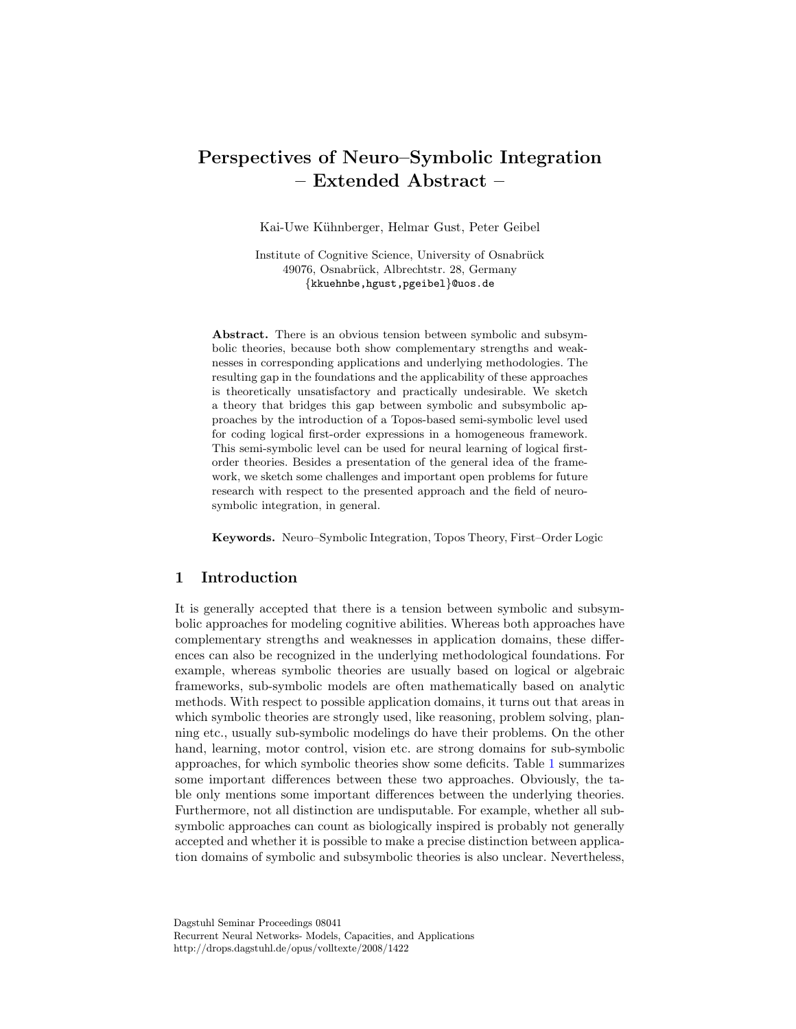# Perspectives of Neuro–Symbolic Integration – Extended Abstract –

Kai-Uwe Kühnberger, Helmar Gust, Peter Geibel

Institute of Cognitive Science, University of Osnabrück
49076, Osnabrück, Albrechtstr. 28, Germany
{kkuehnbe,hgust,pgeibel}@uos.de

**Abstract.** There is an obvious tension between symbolic and subsymbolic theories, because both show complementary strengths and weaknesses in corresponding applications and underlying methodologies. The resulting gap in the foundations and the applicability of these approaches is theoretically unsatisfactory and practically undesirable. We sketch a theory that bridges this gap between symbolic and subsymbolic approaches by the introduction of a Topos-based semi-symbolic level used for coding logical first-order expressions in a homogeneous framework. This semi-symbolic level can be used for neural learning of logical first-order theories. Besides a presentation of the general idea of the framework, we sketch some challenges and important open problems for future research with respect to the presented approach and the field of neuro-symbolic integration, in general.

**Keywords.** Neuro–Symbolic Integration, Topos Theory, First–Order Logic

## 1 Introduction

It is generally accepted that there is a tension between symbolic and subsymbolic approaches for modeling cognitive abilities. Whereas both approaches have complementary strengths and weaknesses in application domains, these differences can also be recognized in the underlying methodological foundations. For example, whereas symbolic theories are usually based on logical or algebraic frameworks, sub-symbolic models are often mathematically based on analytic methods. With respect to possible application domains, it turns out that areas in which symbolic theories are strongly used, like reasoning, problem solving, planning etc., usually sub-symbolic modelings do have their problems. On the other hand, learning, motor control, vision etc. are strong domains for sub-symbolic approaches, for which symbolic theories show some deficits. Table 1 summarizes some important differences between these two approaches. Obviously, the table only mentions some important differences between the underlying theories. Furthermore, not all distinction are undisputable. For example, whether all subsymbolic approaches can count as biologically inspired is probably not generally accepted and whether it is possible to make a precise distinction between application domains of symbolic and subsymbolic theories is also unclear. Nevertheless,

Dagstuhl Seminar Proceedings 08041
Recurrent Neural Networks- Models, Capacities, and Applications
http://drops.dagstuhl.de/opus/volltexte/2008/1422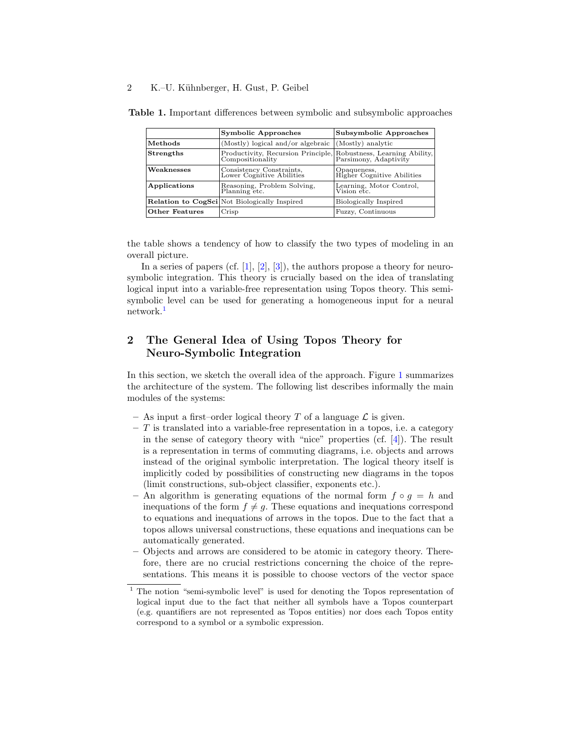**Table 1.** Important differences between symbolic and subsymbolic approaches

| | **Symbolic Approaches** | **Subsymbolic Approaches** |
|---|---|---|
| **Methods** | (Mostly) logical and/or algebraic | (Mostly) analytic |
| **Strengths** | Productivity, Recursion Principle, Compositionality | Robustness, Learning Ability, Parsimony, Adaptivity |
| **Weaknesses** | Consistency Constraints, Lower Cognitive Abilities | Opaqueness, Higher Cognitive Abilities |
| **Applications** | Reasoning, Problem Solving, Planning etc. | Learning, Motor Control, Vision etc. |
| **Relation to CogSci** | Not Biologically Inspired | Biologically Inspired |
| **Other Features** | Crisp | Fuzzy, Continuous |

the table shows a tendency of how to classify the two types of modeling in an overall picture.

In a series of papers (cf. [1], [2], [3]), the authors propose a theory for neuro-symbolic integration. This theory is crucially based on the idea of translating logical input into a variable-free representation using Topos theory. This semi-symbolic level can be used for generating a homogeneous input for a neural network.[1]

## 2 The General Idea of Using Topos Theory for Neuro-Symbolic Integration

In this section, we sketch the overall idea of the approach. Figure 1 summarizes the architecture of the system. The following list describes informally the main modules of the systems:

- As input a first–order logical theory $T$ of a language $\mathcal{L}$ is given.
- $T$ is translated into a variable-free representation in a topos, i.e. a category in the sense of category theory with "nice" properties (cf. [4]). The result is a representation in terms of commuting diagrams, i.e. objects and arrows instead of the original symbolic interpretation. The logical theory itself is implicitly coded by possibilities of constructing new diagrams in the topos (limit constructions, sub-object classifier, exponents etc.).
- An algorithm is generating equations of the normal form $f \circ g = h$ and inequations of the form $f \neq g$. These equations and inequations correspond to equations and inequations of arrows in the topos. Due to the fact that a topos allows universal constructions, these equations and inequations can be automatically generated.
- Objects and arrows are considered to be atomic in category theory. Therefore, there are no crucial restrictions concerning the choice of the representations. This means it is possible to choose vectors of the vector space

[1] The notion "semi-symbolic level" is used for denoting the Topos representation of logical input due to the fact that neither all symbols have a Topos counterpart (e.g. quantifiers are not represented as Topos entities) nor does each Topos entity correspond to a symbol or a symbolic expression.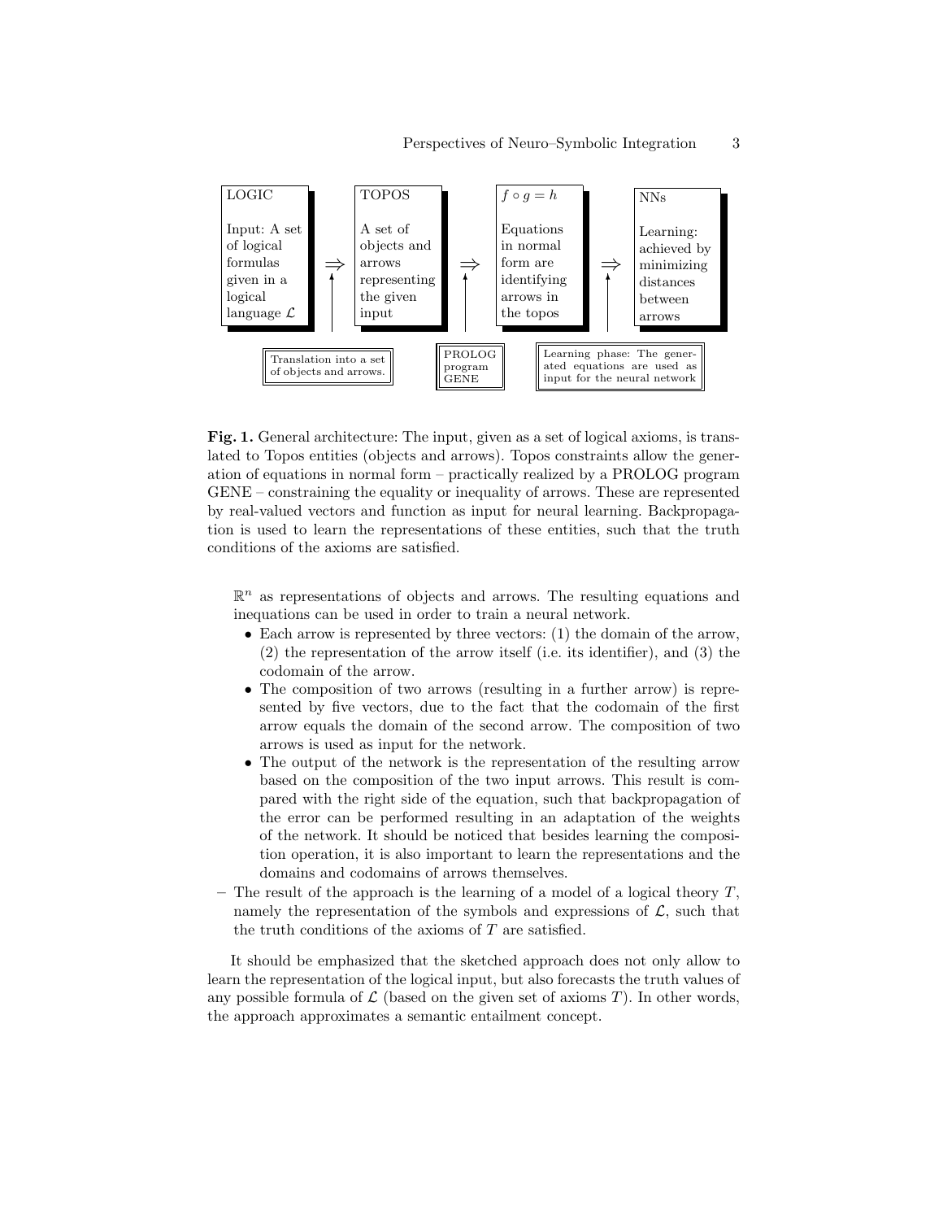LOGIC

Input: A set of logical formulas given in a logical language $\mathcal{L}$

$\Rightarrow$

TOPOS

A set of objects and arrows representing the given input

$\Rightarrow$

$f \circ g = h$

Equations in normal form are identifying arrows in the topos

$\Rightarrow$

NNs

Learning: achieved by minimizing distances between arrows

Translation into a set of objects and arrows.

PROLOG program GENE

Learning phase: The generated equations are used as input for the neural network

**Fig. 1.** General architecture: The input, given as a set of logical axioms, is translated to Topos entities (objects and arrows). Topos constraints allow the generation of equations in normal form – practically realized by a PROLOG program GENE – constraining the equality or inequality of arrows. These are represented by real-valued vectors and function as input for neural learning. Backpropagation is used to learn the representations of these entities, such that the truth conditions of the axioms are satisfied.

$\mathbb{R}^n$ as representations of objects and arrows. The resulting equations and inequations can be used in order to train a neural network.

- Each arrow is represented by three vectors: (1) the domain of the arrow, (2) the representation of the arrow itself (i.e. its identifier), and (3) the codomain of the arrow.
- The composition of two arrows (resulting in a further arrow) is represented by five vectors, due to the fact that the codomain of the first arrow equals the domain of the second arrow. The composition of two arrows is used as input for the network.
- The output of the network is the representation of the resulting arrow based on the composition of the two input arrows. This result is compared with the right side of the equation, such that backpropagation of the error can be performed resulting in an adaptation of the weights of the network. It should be noticed that besides learning the composition operation, it is also important to learn the representations and the domains and codomains of arrows themselves.

– The result of the approach is the learning of a model of a logical theory $T$, namely the representation of the symbols and expressions of $\mathcal{L}$, such that the truth conditions of the axioms of $T$ are satisfied.

It should be emphasized that the sketched approach does not only allow to learn the representation of the logical input, but also forecasts the truth values of any possible formula of $\mathcal{L}$ (based on the given set of axioms $T$). In other words, the approach approximates a semantic entailment concept.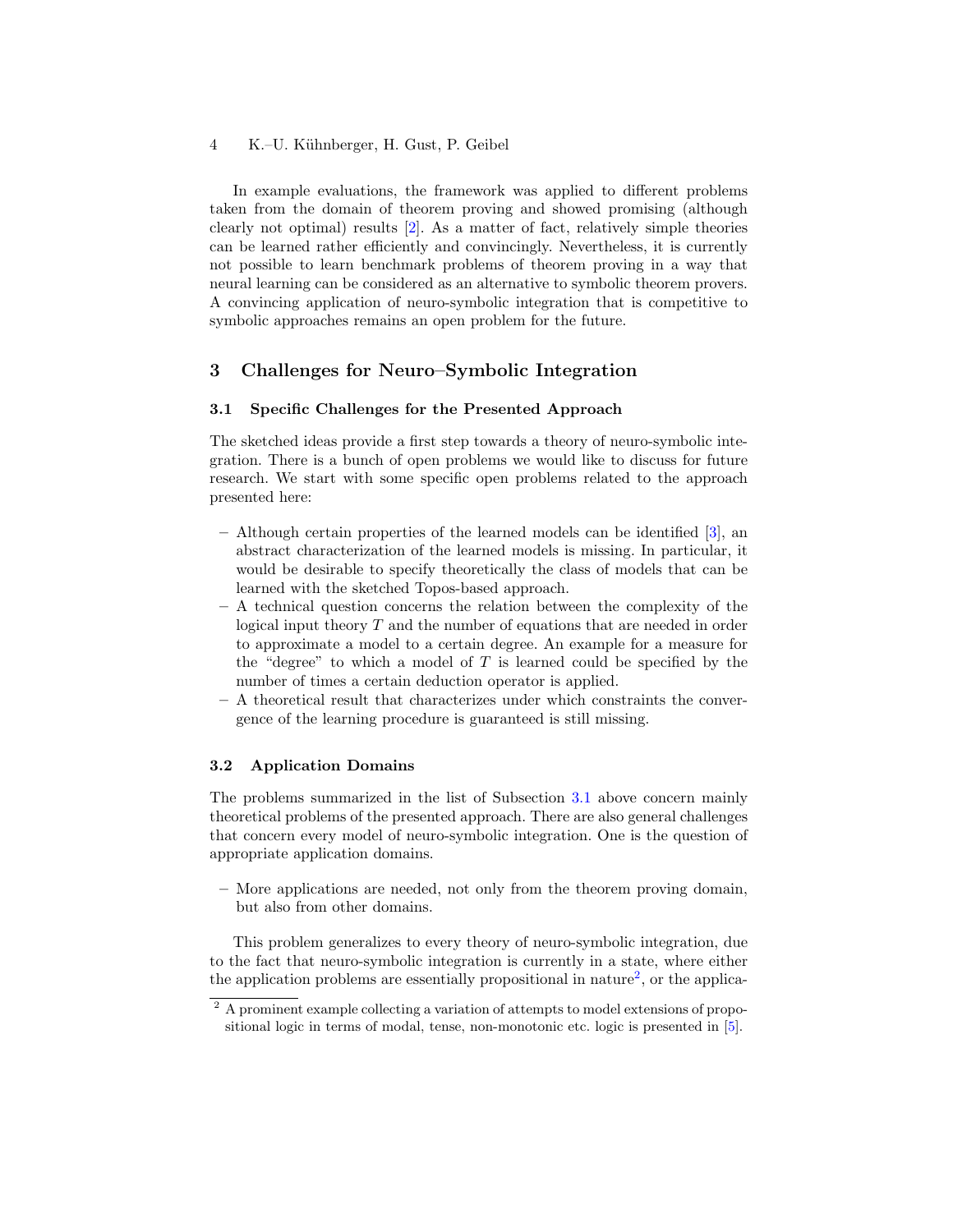In example evaluations, the framework was applied to different problems taken from the domain of theorem proving and showed promising (although clearly not optimal) results [2]. As a matter of fact, relatively simple theories can be learned rather efficiently and convincingly. Nevertheless, it is currently not possible to learn benchmark problems of theorem proving in a way that neural learning can be considered as an alternative to symbolic theorem provers. A convincing application of neuro-symbolic integration that is competitive to symbolic approaches remains an open problem for the future.

## 3 Challenges for Neuro–Symbolic Integration

### 3.1 Specific Challenges for the Presented Approach

The sketched ideas provide a first step towards a theory of neuro-symbolic integration. There is a bunch of open problems we would like to discuss for future research. We start with some specific open problems related to the approach presented here:

- Although certain properties of the learned models can be identified [3], an abstract characterization of the learned models is missing. In particular, it would be desirable to specify theoretically the class of models that can be learned with the sketched Topos-based approach.
- A technical question concerns the relation between the complexity of the logical input theory $T$ and the number of equations that are needed in order to approximate a model to a certain degree. An example for a measure for the "degree" to which a model of $T$ is learned could be specified by the number of times a certain deduction operator is applied.
- A theoretical result that characterizes under which constraints the convergence of the learning procedure is guaranteed is still missing.

### 3.2 Application Domains

The problems summarized in the list of Subsection 3.1 above concern mainly theoretical problems of the presented approach. There are also general challenges that concern every model of neuro-symbolic integration. One is the question of appropriate application domains.

- More applications are needed, not only from the theorem proving domain, but also from other domains.

This problem generalizes to every theory of neuro-symbolic integration, due to the fact that neuro-symbolic integration is currently in a state, where either the application problems are essentially propositional in nature[2], or the applica-

[2] A prominent example collecting a variation of attempts to model extensions of propositional logic in terms of modal, tense, non-monotonic etc. logic is presented in [5].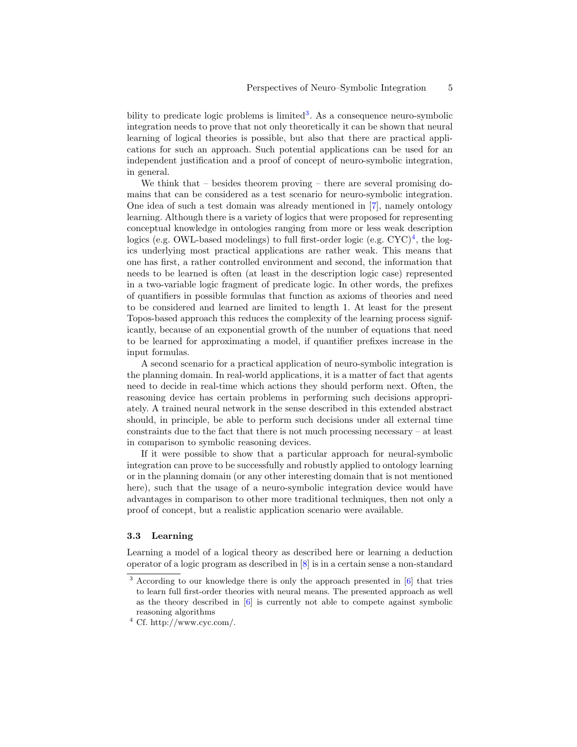bility to predicate logic problems is limited[3]. As a consequence neuro-symbolic integration needs to prove that not only theoretically it can be shown that neural learning of logical theories is possible, but also that there are practical applications for such an approach. Such potential applications can be used for an independent justification and a proof of concept of neuro-symbolic integration, in general.

We think that – besides theorem proving – there are several promising domains that can be considered as a test scenario for neuro-symbolic integration. One idea of such a test domain was already mentioned in [7], namely ontology learning. Although there is a variety of logics that were proposed for representing conceptual knowledge in ontologies ranging from more or less weak description logics (e.g. OWL-based modelings) to full first-order logic (e.g. CYC)[4], the logics underlying most practical applications are rather weak. This means that one has first, a rather controlled environment and second, the information that needs to be learned is often (at least in the description logic case) represented in a two-variable logic fragment of predicate logic. In other words, the prefixes of quantifiers in possible formulas that function as axioms of theories and need to be considered and learned are limited to length 1. At least for the present Topos-based approach this reduces the complexity of the learning process significantly, because of an exponential growth of the number of equations that need to be learned for approximating a model, if quantifier prefixes increase in the input formulas.

A second scenario for a practical application of neuro-symbolic integration is the planning domain. In real-world applications, it is a matter of fact that agents need to decide in real-time which actions they should perform next. Often, the reasoning device has certain problems in performing such decisions appropriately. A trained neural network in the sense described in this extended abstract should, in principle, be able to perform such decisions under all external time constraints due to the fact that there is not much processing necessary – at least in comparison to symbolic reasoning devices.

If it were possible to show that a particular approach for neural-symbolic integration can prove to be successfully and robustly applied to ontology learning or in the planning domain (or any other interesting domain that is not mentioned here), such that the usage of a neuro-symbolic integration device would have advantages in comparison to other more traditional techniques, then not only a proof of concept, but a realistic application scenario were available.

### 3.3 Learning

Learning a model of a logical theory as described here or learning a deduction operator of a logic program as described in [8] is in a certain sense a non-standard

---

[3] According to our knowledge there is only the approach presented in [6] that tries to learn full first-order theories with neural means. The presented approach as well as the theory described in [6] is currently not able to compete against symbolic reasoning algorithms

[4] Cf. http://www.cyc.com/.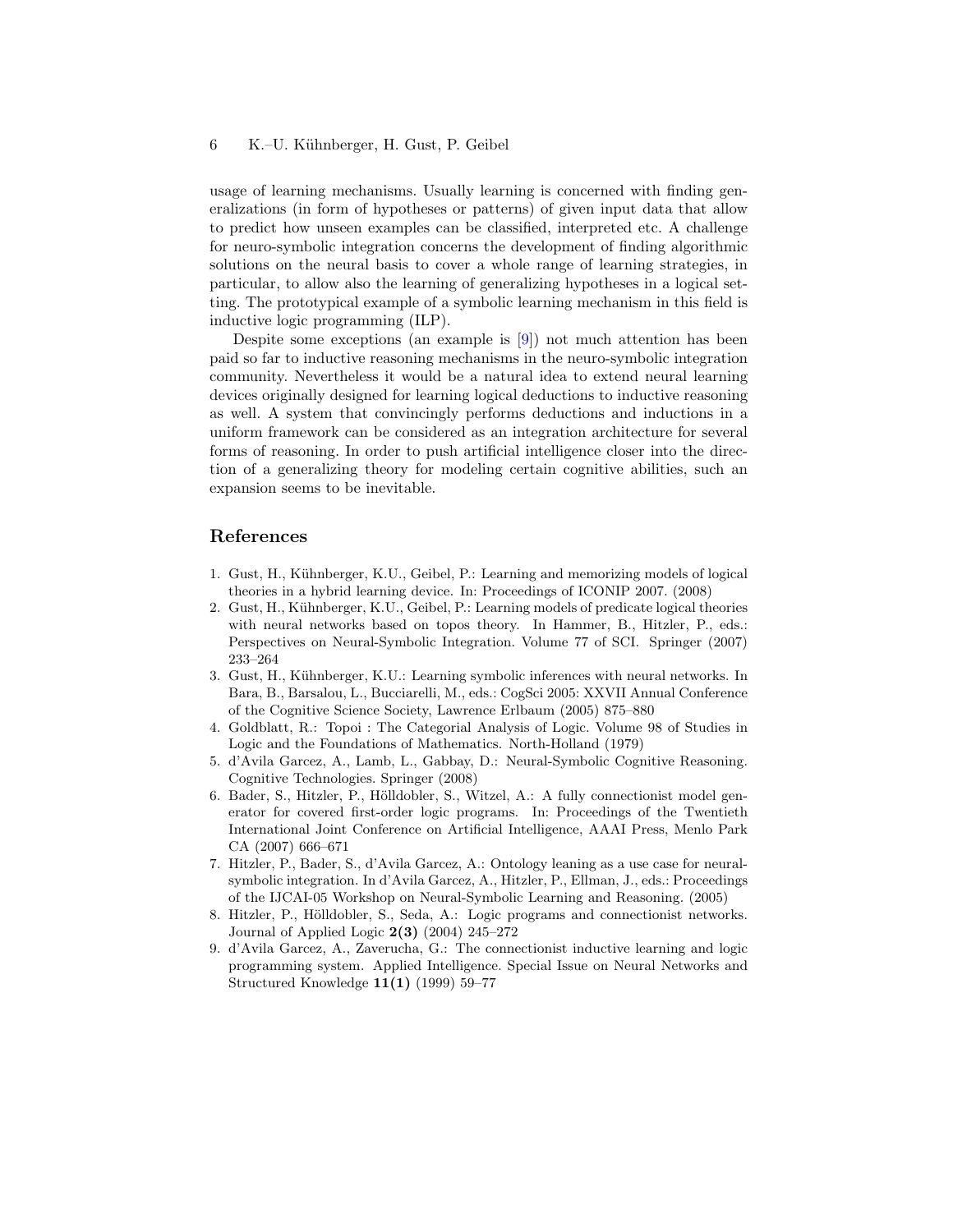usage of learning mechanisms. Usually learning is concerned with finding generalizations (in form of hypotheses or patterns) of given input data that allow to predict how unseen examples can be classified, interpreted etc. A challenge for neuro-symbolic integration concerns the development of finding algorithmic solutions on the neural basis to cover a whole range of learning strategies, in particular, to allow also the learning of generalizing hypotheses in a logical setting. The prototypical example of a symbolic learning mechanism in this field is inductive logic programming (ILP).

Despite some exceptions (an example is [9]) not much attention has been paid so far to inductive reasoning mechanisms in the neuro-symbolic integration community. Nevertheless it would be a natural idea to extend neural learning devices originally designed for learning logical deductions to inductive reasoning as well. A system that convincingly performs deductions and inductions in a uniform framework can be considered as an integration architecture for several forms of reasoning. In order to push artificial intelligence closer into the direction of a generalizing theory for modeling certain cognitive abilities, such an expansion seems to be inevitable.

## References

1. Gust, H., Kühnberger, K.U., Geibel, P.: Learning and memorizing models of logical theories in a hybrid learning device. In: Proceedings of ICONIP 2007. (2008)
2. Gust, H., Kühnberger, K.U., Geibel, P.: Learning models of predicate logical theories with neural networks based on topos theory. In Hammer, B., Hitzler, P., eds.: Perspectives on Neural-Symbolic Integration. Volume 77 of SCI. Springer (2007) 233–264
3. Gust, H., Kühnberger, K.U.: Learning symbolic inferences with neural networks. In Bara, B., Barsalou, L., Bucciarelli, M., eds.: CogSci 2005: XXVII Annual Conference of the Cognitive Science Society, Lawrence Erlbaum (2005) 875–880
4. Goldblatt, R.: Topoi : The Categorial Analysis of Logic. Volume 98 of Studies in Logic and the Foundations of Mathematics. North-Holland (1979)
5. d'Avila Garcez, A., Lamb, L., Gabbay, D.: Neural-Symbolic Cognitive Reasoning. Cognitive Technologies. Springer (2008)
6. Bader, S., Hitzler, P., Hölldobler, S., Witzel, A.: A fully connectionist model generator for covered first-order logic programs. In: Proceedings of the Twentieth International Joint Conference on Artificial Intelligence, AAAI Press, Menlo Park CA (2007) 666–671
7. Hitzler, P., Bader, S., d'Avila Garcez, A.: Ontology leaning as a use case for neural-symbolic integration. In d'Avila Garcez, A., Hitzler, P., Ellman, J., eds.: Proceedings of the IJCAI-05 Workshop on Neural-Symbolic Learning and Reasoning. (2005)
8. Hitzler, P., Hölldobler, S., Seda, A.: Logic programs and connectionist networks. Journal of Applied Logic **2(3)** (2004) 245–272
9. d'Avila Garcez, A., Zaverucha, G.: The connectionist inductive learning and logic programming system. Applied Intelligence. Special Issue on Neural Networks and Structured Knowledge **11(1)** (1999) 59–77